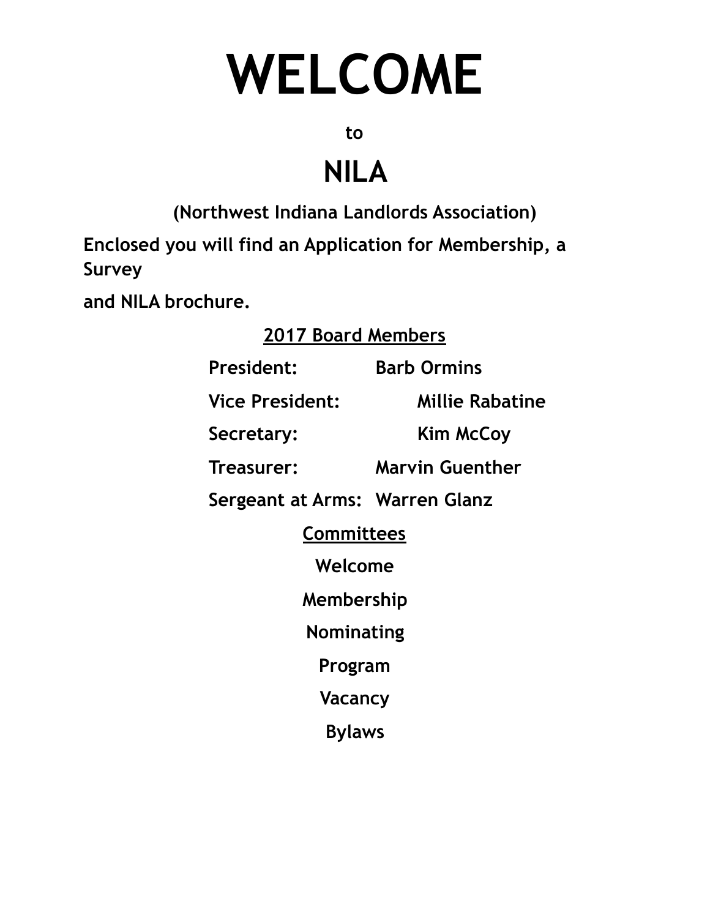# WELCOME

**to**

## NILA

**(Northwest Indiana Landlords Association)**

**Enclosed you will find an Application for Membership, a Survey**

**and NILA brochure.**

**2017 Board Members**

| | |
|---|---|
| **President:** | **Barb Ormins** |
| **Vice President:** | **Millie Rabatine** |
| **Secretary:** | **Kim McCoy** |
| **Treasurer:** | **Marvin Guenther** |
| **Sergeant at Arms:** | **Warren Glanz** |

**Committees**

**Welcome**

**Membership**

**Nominating**

**Program**

**Vacancy**

**Bylaws**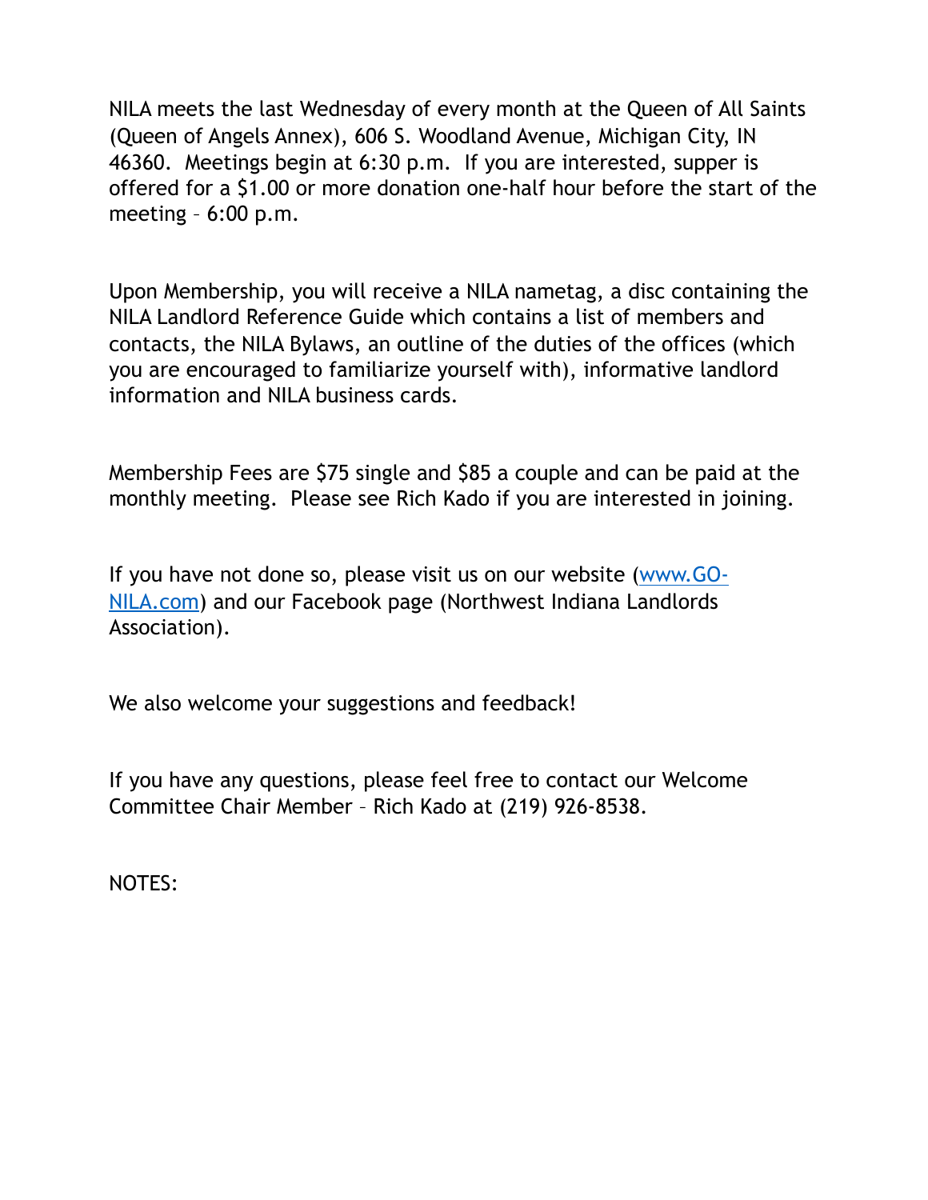NILA meets the last Wednesday of every month at the Queen of All Saints (Queen of Angels Annex), 606 S. Woodland Avenue, Michigan City, IN 46360. Meetings begin at 6:30 p.m. If you are interested, supper is offered for a $1.00 or more donation one-half hour before the start of the meeting – 6:00 p.m.

Upon Membership, you will receive a NILA nametag, a disc containing the NILA Landlord Reference Guide which contains a list of members and contacts, the NILA Bylaws, an outline of the duties of the offices (which you are encouraged to familiarize yourself with), informative landlord information and NILA business cards.

Membership Fees are $75 single and $85 a couple and can be paid at the monthly meeting. Please see Rich Kado if you are interested in joining.

If you have not done so, please visit us on our website ([www.GO-NILA.com](http://www.GO-NILA.com)) and our Facebook page (Northwest Indiana Landlords Association).

We also welcome your suggestions and feedback!

If you have any questions, please feel free to contact our Welcome Committee Chair Member – Rich Kado at (219) 926-8538.

NOTES: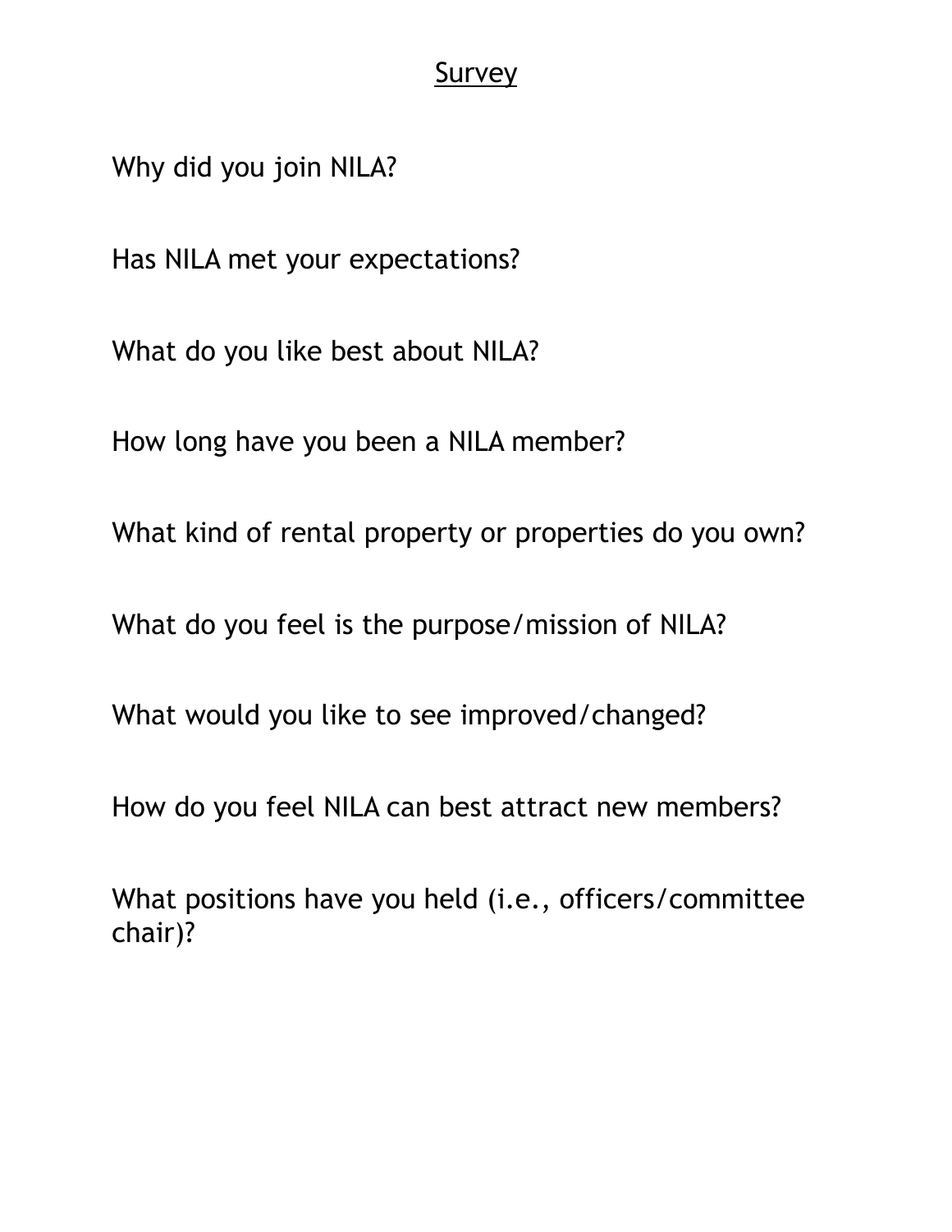# Survey

Why did you join NILA?

Has NILA met your expectations?

What do you like best about NILA?

How long have you been a NILA member?

What kind of rental property or properties do you own?

What do you feel is the purpose/mission of NILA?

What would you like to see improved/changed?

How do you feel NILA can best attract new members?

What positions have you held (i.e., officers/committee chair)?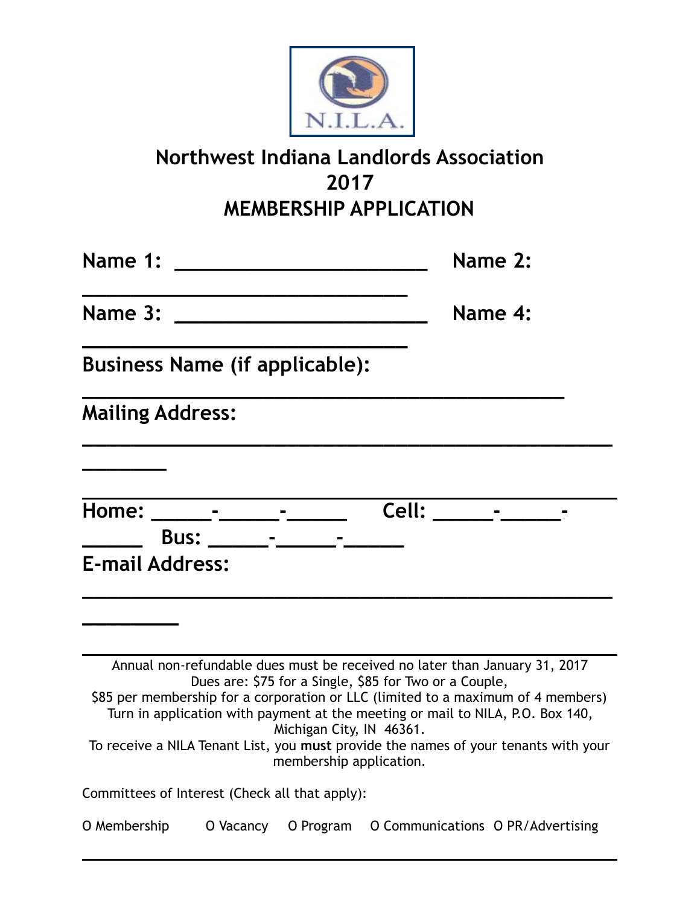# Northwest Indiana Landlords Association
# 2017
# MEMBERSHIP APPLICATION

**Name 1:** ______________________ **Name 2:** ____________________________

**Name 3:** ______________________ **Name 4:** ____________________________

**Business Name (if applicable):** ___________________________________________

**Mailing Address:** ____________________________________________________
____________________________________________________

**Home:** _____-_____-_____ **Cell:** _____-_____-_____ **Bus:** _____-_____-_____

**E-mail Address:** ____________________________________________________

---

Annual non-refundable dues must be received no later than January 31, 2017
Dues are: $75 for a Single, $85 for Two or a Couple,
$85 per membership for a corporation or LLC (limited to a maximum of 4 members)
Turn in application with payment at the meeting or mail to NILA, P.O. Box 140, Michigan City, IN 46361.
To receive a NILA Tenant List, you **must** provide the names of your tenants with your membership application.

Committees of Interest (Check all that apply):

O Membership O Vacancy O Program O Communications O PR/Advertising

---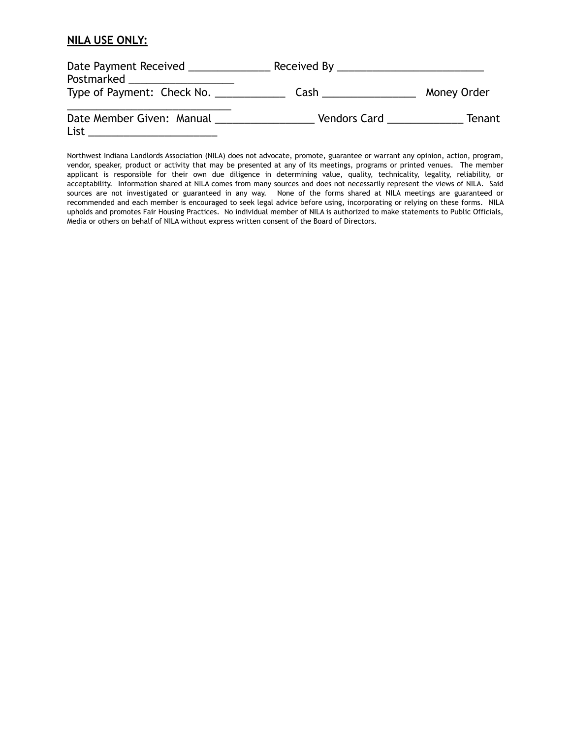**NILA USE ONLY:**

Date Payment Received ______________ Received By _________________________ Postmarked __________________

Type of Payment: Check No. ____________ Cash ________________ Money Order ____________________________

Date Member Given: Manual _________________ Vendors Card _____________ Tenant List _______________________

Northwest Indiana Landlords Association (NILA) does not advocate, promote, guarantee or warrant any opinion, action, program, vendor, speaker, product or activity that may be presented at any of its meetings, programs or printed venues. The member applicant is responsible for their own due diligence in determining value, quality, technicality, legality, reliability, or acceptability. Information shared at NILA comes from many sources and does not necessarily represent the views of NILA. Said sources are not investigated or guaranteed in any way. None of the forms shared at NILA meetings are guaranteed or recommended and each member is encouraged to seek legal advice before using, incorporating or relying on these forms. NILA upholds and promotes Fair Housing Practices. No individual member of NILA is authorized to make statements to Public Officials, Media or others on behalf of NILA without express written consent of the Board of Directors.